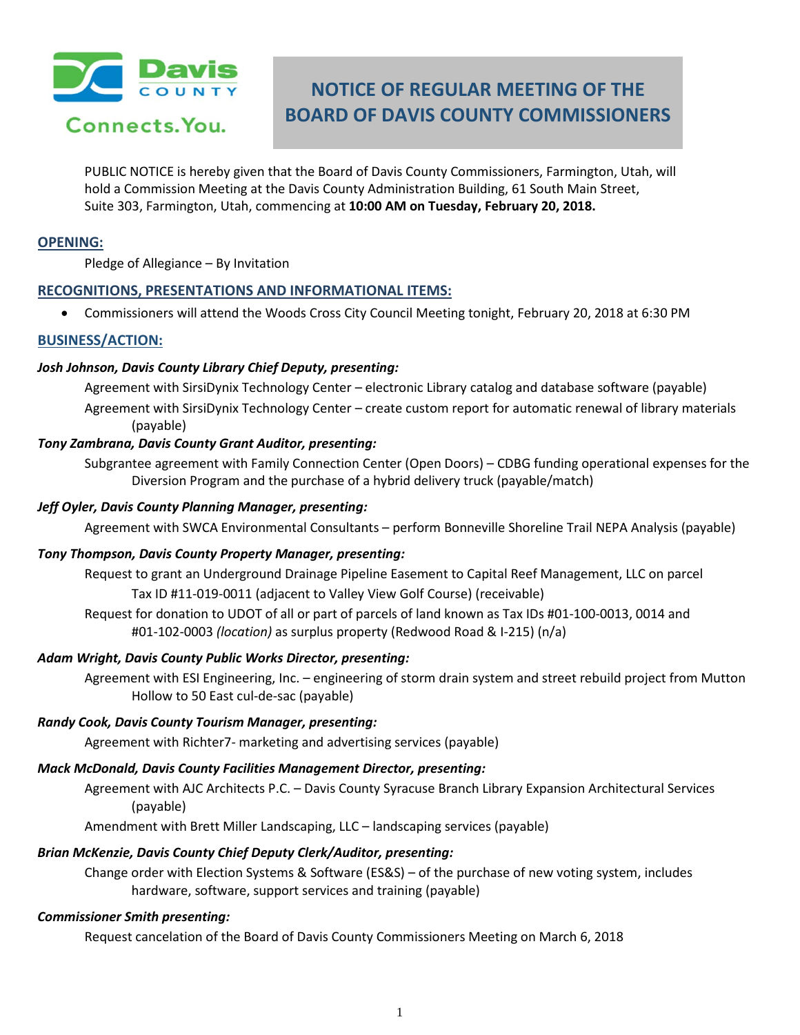# NOTICE OF REGULAR MEETING OF THE BOARD OF DAVIS COUNTY COMMISSIONERS

PUBLIC NOTICE is hereby given that the Board of Davis County Commissioners, Farmington, Utah, will hold a Commission Meeting at the Davis County Administration Building, 61 South Main Street, Suite 303, Farmington, Utah, commencing at **10:00 AM on Tuesday, February 20, 2018.**

## OPENING:

Pledge of Allegiance – By Invitation

## RECOGNITIONS, PRESENTATIONS AND INFORMATIONAL ITEMS:

- Commissioners will attend the Woods Cross City Council Meeting tonight, February 20, 2018 at 6:30 PM

## BUSINESS/ACTION:

***Josh Johnson, Davis County Library Chief Deputy, presenting:***

Agreement with SirsiDynix Technology Center – electronic Library catalog and database software (payable)

Agreement with SirsiDynix Technology Center – create custom report for automatic renewal of library materials (payable)

***Tony Zambrana, Davis County Grant Auditor, presenting:***

Subgrantee agreement with Family Connection Center (Open Doors) – CDBG funding operational expenses for the Diversion Program and the purchase of a hybrid delivery truck (payable/match)

***Jeff Oyler, Davis County Planning Manager, presenting:***

Agreement with SWCA Environmental Consultants – perform Bonneville Shoreline Trail NEPA Analysis (payable)

***Tony Thompson, Davis County Property Manager, presenting:***

Request to grant an Underground Drainage Pipeline Easement to Capital Reef Management, LLC on parcel Tax ID #11-019-0011 (adjacent to Valley View Golf Course) (receivable)

Request for donation to UDOT of all or part of parcels of land known as Tax IDs #01-100-0013, 0014 and #01-102-0003 *(location)* as surplus property (Redwood Road & I-215) (n/a)

***Adam Wright, Davis County Public Works Director, presenting:***

Agreement with ESI Engineering, Inc. – engineering of storm drain system and street rebuild project from Mutton Hollow to 50 East cul-de-sac (payable)

***Randy Cook, Davis County Tourism Manager, presenting:***

Agreement with Richter7- marketing and advertising services (payable)

***Mack McDonald, Davis County Facilities Management Director, presenting:***

Agreement with AJC Architects P.C. – Davis County Syracuse Branch Library Expansion Architectural Services (payable)

Amendment with Brett Miller Landscaping, LLC – landscaping services (payable)

***Brian McKenzie, Davis County Chief Deputy Clerk/Auditor, presenting:***

Change order with Election Systems & Software (ES&S) – of the purchase of new voting system, includes hardware, software, support services and training (payable)

***Commissioner Smith presenting:***

Request cancelation of the Board of Davis County Commissioners Meeting on March 6, 2018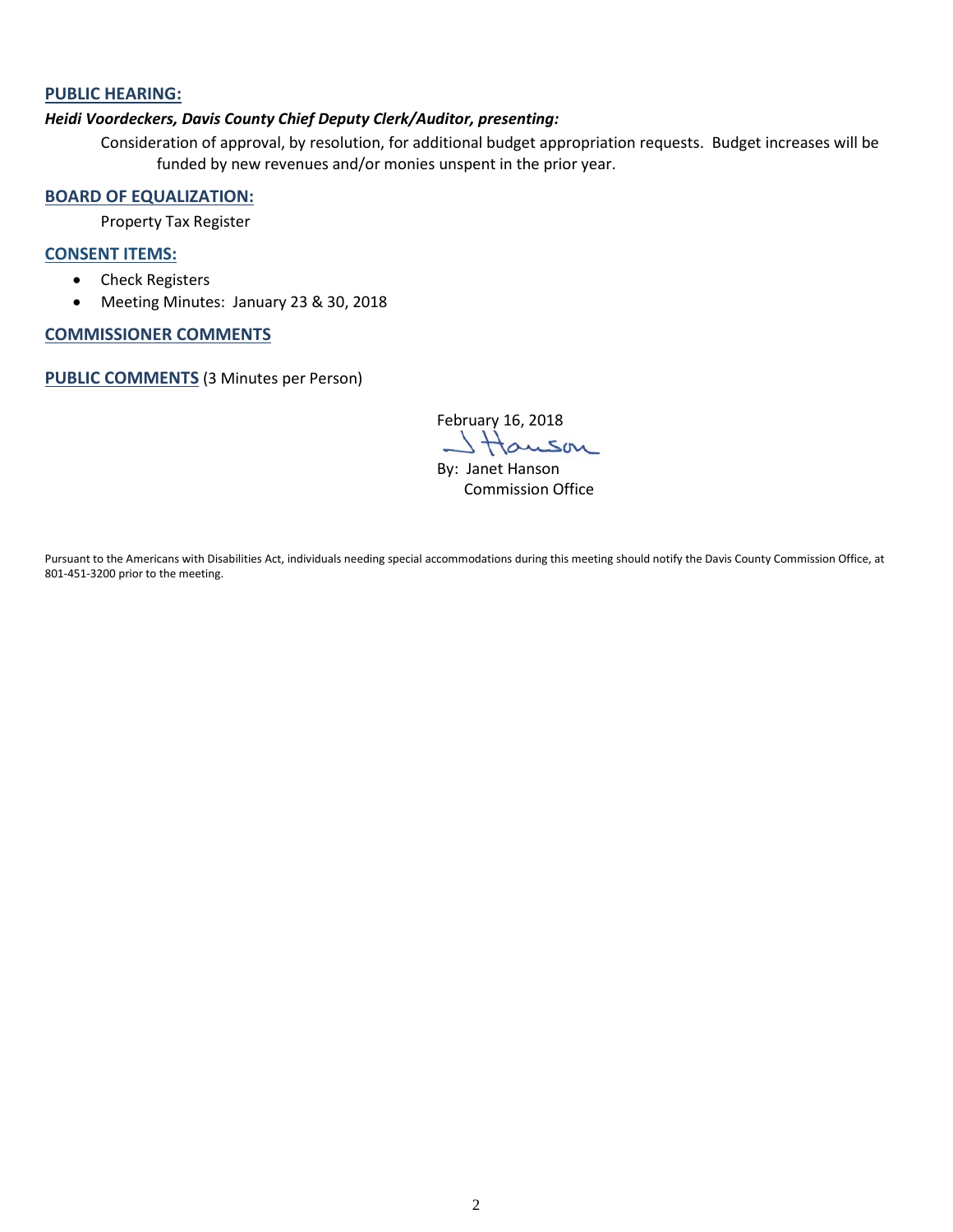## PUBLIC HEARING:

***Heidi Voordeckers, Davis County Chief Deputy Clerk/Auditor, presenting:***

Consideration of approval, by resolution, for additional budget appropriation requests. Budget increases will be funded by new revenues and/or monies unspent in the prior year.

## BOARD OF EQUALIZATION:

Property Tax Register

## CONSENT ITEMS:

- Check Registers
- Meeting Minutes: January 23 & 30, 2018

## COMMISSIONER COMMENTS

## PUBLIC COMMENTS (3 Minutes per Person)

February 16, 2018

J Hanson

By: Janet Hanson
Commission Office

Pursuant to the Americans with Disabilities Act, individuals needing special accommodations during this meeting should notify the Davis County Commission Office, at 801-451-3200 prior to the meeting.